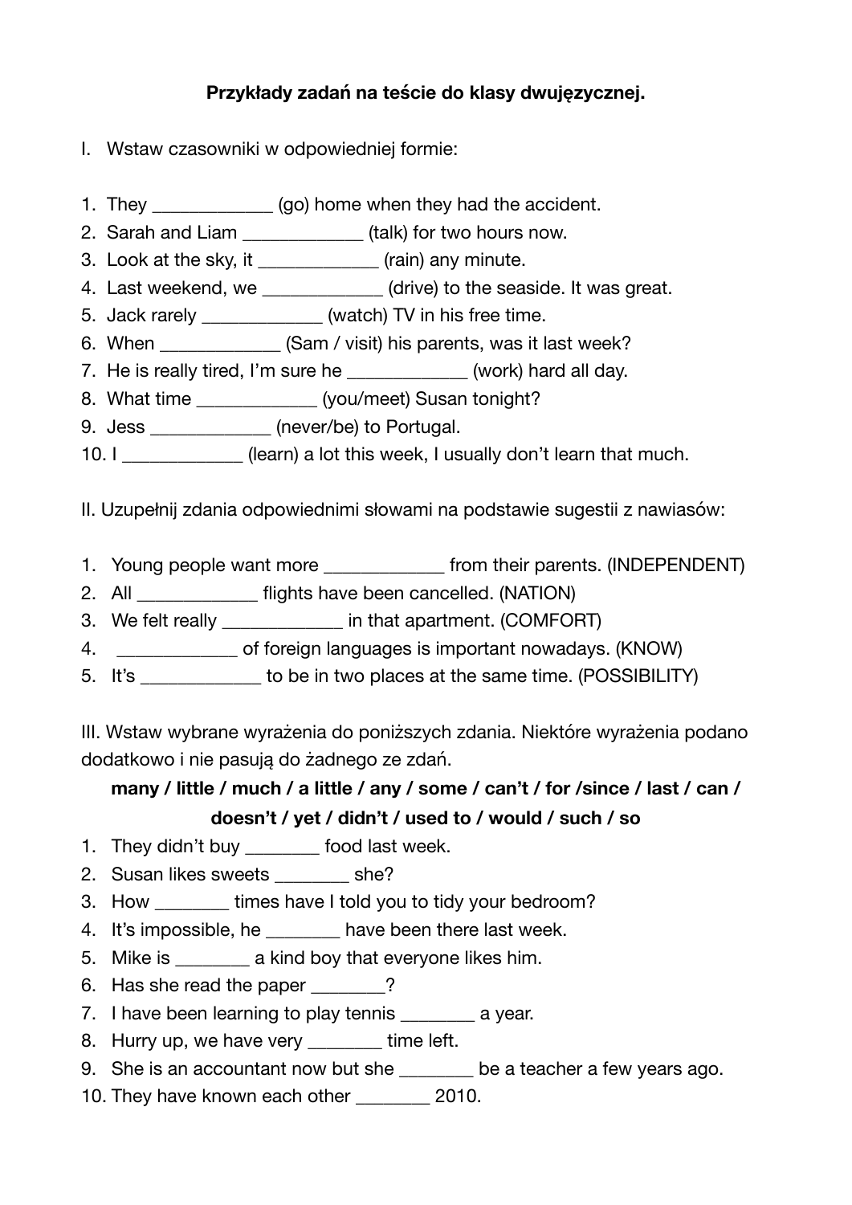**Przykłady zadań na teście do klasy dwujęzycznej.**

I. Wstaw czasowniki w odpowiedniej formie:

1. They ____________ (go) home when they had the accident.
2. Sarah and Liam ____________ (talk) for two hours now.
3. Look at the sky, it ____________ (rain) any minute.
4. Last weekend, we ____________ (drive) to the seaside. It was great.
5. Jack rarely ____________ (watch) TV in his free time.
6. When ____________ (Sam / visit) his parents, was it last week?
7. He is really tired, I'm sure he ____________ (work) hard all day.
8. What time ____________ (you/meet) Susan tonight?
9. Jess ____________ (never/be) to Portugal.
10. I ____________ (learn) a lot this week, I usually don't learn that much.

II. Uzupełnij zdania odpowiednimi słowami na podstawie sugestii z nawiasów:

1. Young people want more ____________ from their parents. (INDEPENDENT)
2. All ____________ flights have been cancelled. (NATION)
3. We felt really ____________ in that apartment. (COMFORT)
4. ____________ of foreign languages is important nowadays. (KNOW)
5. It's ____________ to be in two places at the same time. (POSSIBILITY)

III. Wstaw wybrane wyrażenia do poniższych zdania. Niektóre wyrażenia podano dodatkowo i nie pasują do żadnego ze zdań.

**many / little / much / a little / any / some / can't / for /since / last / can / doesn't / yet / didn't / used to / would / such / so**

1. They didn't buy ________ food last week.
2. Susan likes sweets ________ she?
3. How ________ times have I told you to tidy your bedroom?
4. It's impossible, he ________ have been there last week.
5. Mike is ________ a kind boy that everyone likes him.
6. Has she read the paper ________?
7. I have been learning to play tennis ________ a year.
8. Hurry up, we have very ________ time left.
9. She is an accountant now but she ________ be a teacher a few years ago.
10. They have known each other ________ 2010.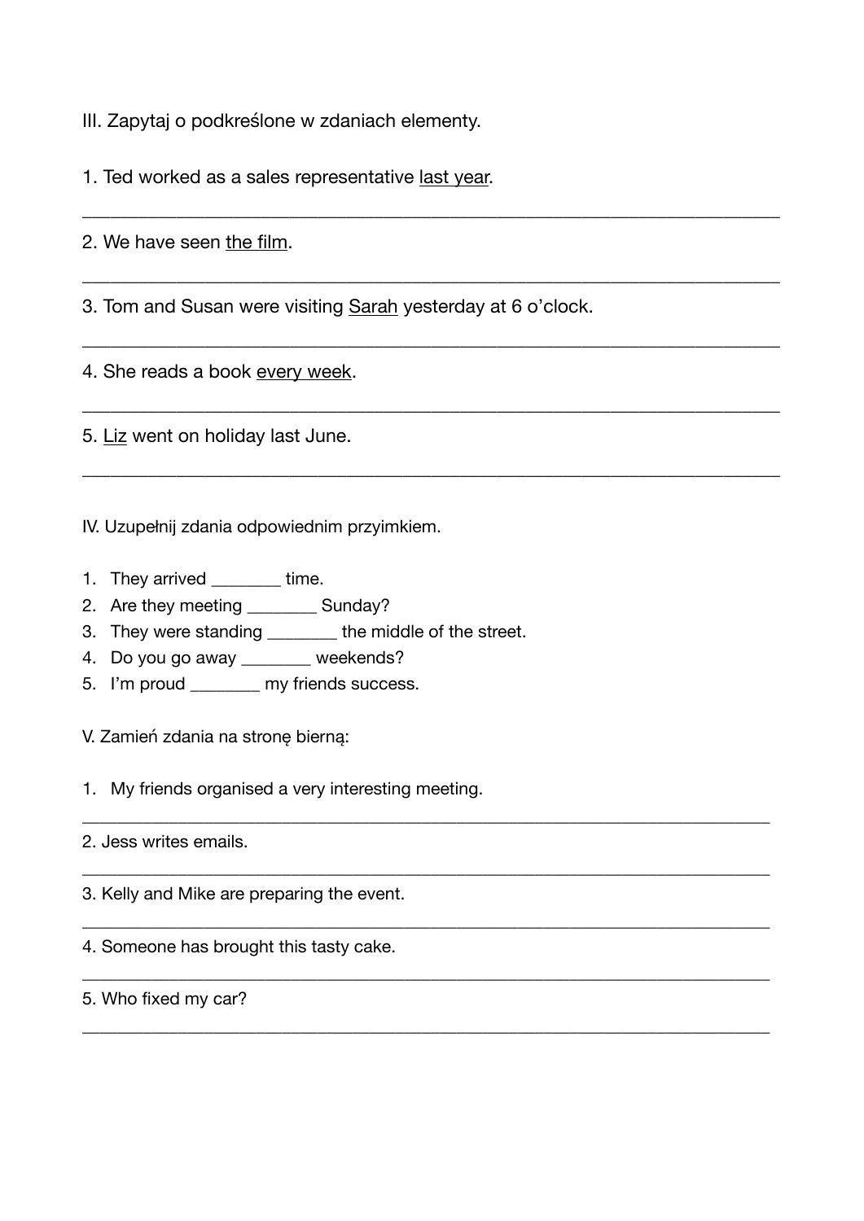III. Zapytaj o podkreślone w zdaniach elementy.

1. Ted worked as a sales representative <u>last year</u>.

___________________________________________________________________________

2. We have seen <u>the film</u>.

___________________________________________________________________________

3. Tom and Susan were visiting <u>Sarah</u> yesterday at 6 o'clock.

___________________________________________________________________________

4. She reads a book <u>every week</u>.

___________________________________________________________________________

5. <u>Liz</u> went on holiday last June.

___________________________________________________________________________

IV. Uzupełnij zdania odpowiednim przyimkiem.

1. They arrived ________ time.
2. Are they meeting ________ Sunday?
3. They were standing ________ the middle of the street.
4. Do you go away ________ weekends?
5. I'm proud ________ my friends success.

V. Zamień zdania na stronę bierną:

1. My friends organised a very interesting meeting.

___________________________________________________________________________

2. Jess writes emails.

___________________________________________________________________________

3. Kelly and Mike are preparing the event.

___________________________________________________________________________

4. Someone has brought this tasty cake.

___________________________________________________________________________

5. Who fixed my car?

___________________________________________________________________________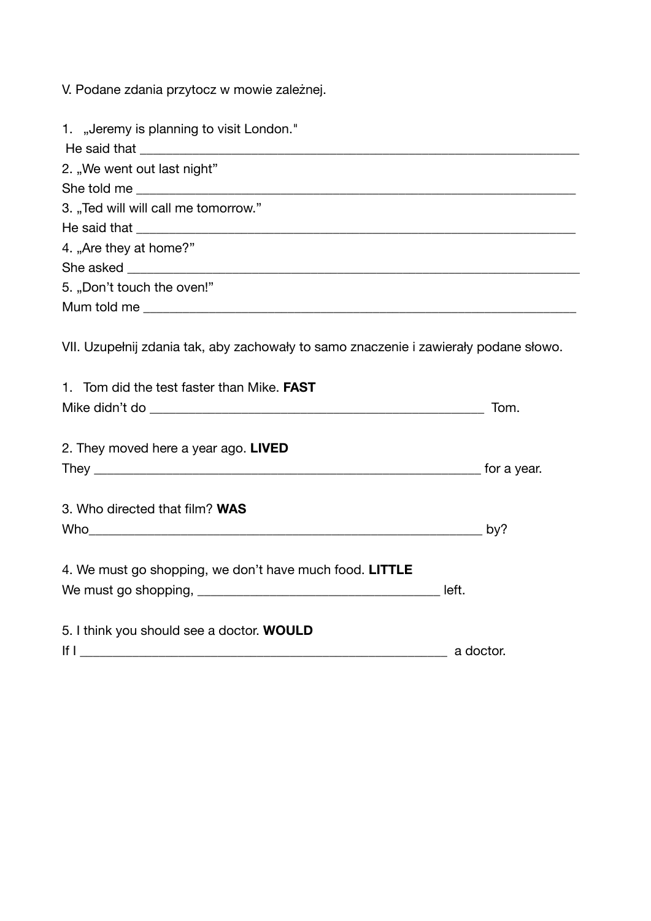V. Podane zdania przytocz w mowie zależnej.

1. „Jeremy is planning to visit London."
He said that ___________________________________________________________________
2. „We went out last night"
She told me ___________________________________________________________________
3. „Ted will will call me tomorrow."
He said that ___________________________________________________________________
4. „Are they at home?"
She asked _____________________________________________________________________
5. „Don't touch the oven!"
Mum told me ___________________________________________________________________

VII. Uzupełnij zdania tak, aby zachowały to samo znaczenie i zawierały podane słowo.

1. Tom did the test faster than Mike. **FAST**
Mike didn't do ______________________________________________ Tom.

2. They moved here a year ago. **LIVED**
They _____________________________________________________ for a year.

3. Who directed that film? **WAS**
Who_____________________________________________________ by?

4. We must go shopping, we don't have much food. **LITTLE**
We must go shopping, ________________________________ left.

5. I think you should see a doctor. **WOULD**
If I ____________________________________________________ a doctor.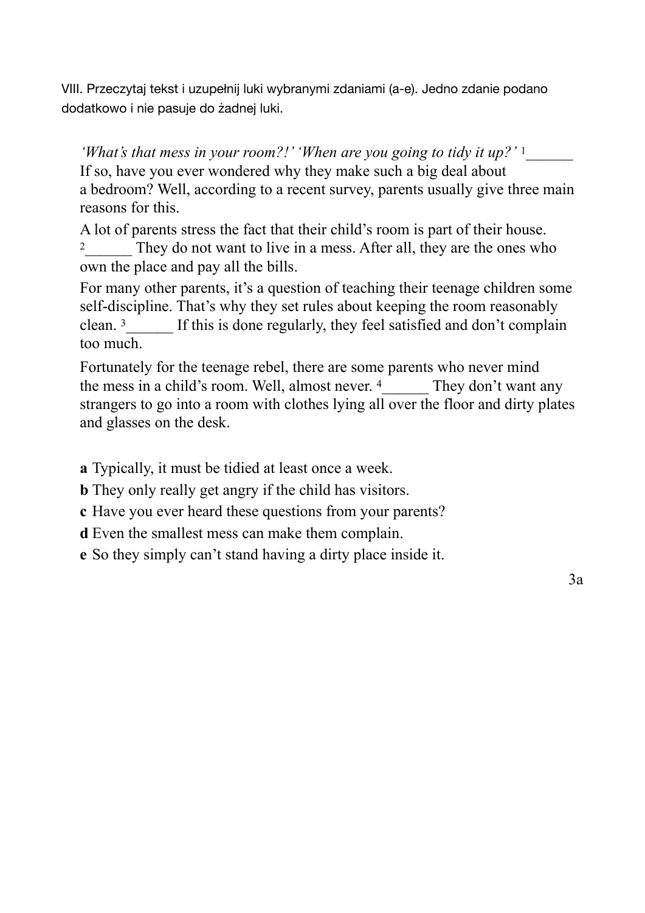VIII. Przeczytaj tekst i uzupełnij luki wybranymi zdaniami (a-e). Jedno zdanie podano dodatkowo i nie pasuje do żadnej luki.

*'What's that mess in your room?!' 'When are you going to tidy it up?'* 1______ If so, have you ever wondered why they make such a big deal about a bedroom? Well, according to a recent survey, parents usually give three main reasons for this.

A lot of parents stress the fact that their child's room is part of their house. 2______ They do not want to live in a mess. After all, they are the ones who own the place and pay all the bills.

For many other parents, it's a question of teaching their teenage children some self-discipline. That's why they set rules about keeping the room reasonably clean. 3______ If this is done regularly, they feel satisfied and don't complain too much.

Fortunately for the teenage rebel, there are some parents who never mind the mess in a child's room. Well, almost never. 4______ They don't want any strangers to go into a room with clothes lying all over the floor and dirty plates and glasses on the desk.

**a** Typically, it must be tidied at least once a week.

**b** They only really get angry if the child has visitors.

**c** Have you ever heard these questions from your parents?

**d** Even the smallest mess can make them complain.

**e** So they simply can't stand having a dirty place inside it.

3a